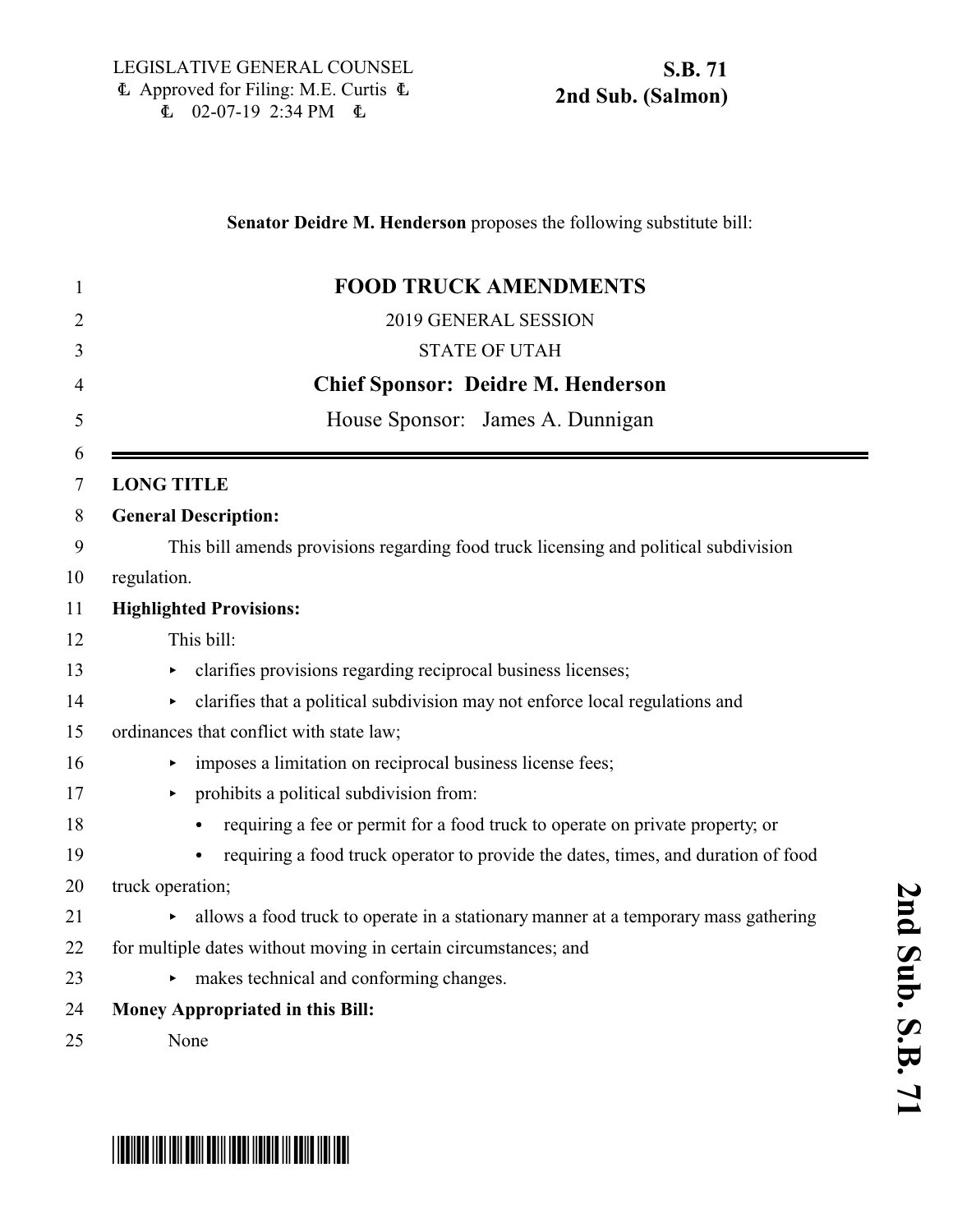LEGISLATIVE GENERAL COUNSEL
Approved for Filing: M.E. Curtis
02-07-19 2:34 PM

**S.B. 71**
**2nd Sub. (Salmon)**

**Senator Deidre M. Henderson** proposes the following substitute bill:

# FOOD TRUCK AMENDMENTS

2019 GENERAL SESSION

STATE OF UTAH

**Chief Sponsor: Deidre M. Henderson**

House Sponsor: James A. Dunnigan

**LONG TITLE**

**General Description:**

This bill amends provisions regarding food truck licensing and political subdivision regulation.

**Highlighted Provisions:**

This bill:

- clarifies provisions regarding reciprocal business licenses;
- clarifies that a political subdivision may not enforce local regulations and ordinances that conflict with state law;
- imposes a limitation on reciprocal business license fees;
- prohibits a political subdivision from:
  - requiring a fee or permit for a food truck to operate on private property; or
  - requiring a food truck operator to provide the dates, times, and duration of food truck operation;
- allows a food truck to operate in a stationary manner at a temporary mass gathering for multiple dates without moving in certain circumstances; and
- makes technical and conforming changes.

**Money Appropriated in this Bill:**

None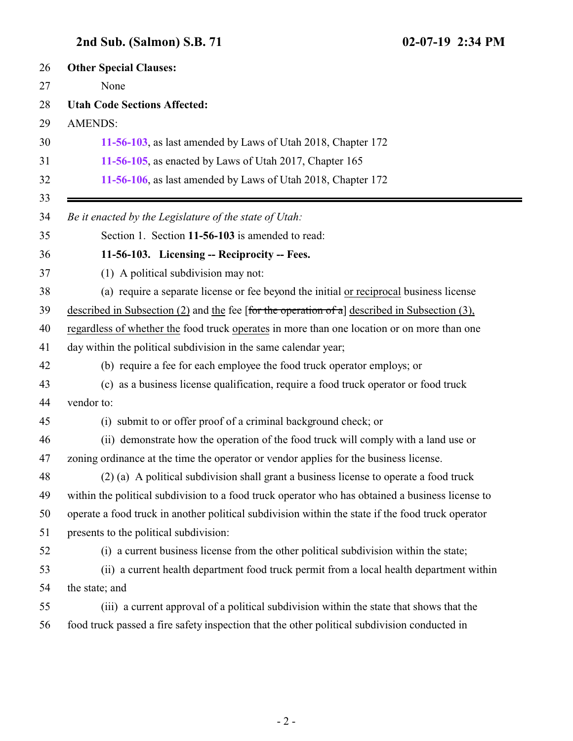**Other Special Clauses:**

None

**Utah Code Sections Affected:**

AMENDS:

**11-56-103**, as last amended by Laws of Utah 2018, Chapter 172

**11-56-105**, as enacted by Laws of Utah 2017, Chapter 165

**11-56-106**, as last amended by Laws of Utah 2018, Chapter 172

---

*Be it enacted by the Legislature of the state of Utah:*

Section 1. Section **11-56-103** is amended to read:

**11-56-103. Licensing -- Reciprocity -- Fees.**

(1) A political subdivision may not:

(a) require a separate license or fee beyond the initial or reciprocal business license described in Subsection (2) and the fee [~~for the operation of a~~] described in Subsection (3), regardless of whether the food truck operates in more than one location or on more than one day within the political subdivision in the same calendar year;

(b) require a fee for each employee the food truck operator employs; or

(c) as a business license qualification, require a food truck operator or food truck vendor to:

(i) submit to or offer proof of a criminal background check; or

(ii) demonstrate how the operation of the food truck will comply with a land use or zoning ordinance at the time the operator or vendor applies for the business license.

(2) (a) A political subdivision shall grant a business license to operate a food truck within the political subdivision to a food truck operator who has obtained a business license to operate a food truck in another political subdivision within the state if the food truck operator presents to the political subdivision:

(i) a current business license from the other political subdivision within the state;

(ii) a current health department food truck permit from a local health department within the state; and

(iii) a current approval of a political subdivision within the state that shows that the food truck passed a fire safety inspection that the other political subdivision conducted in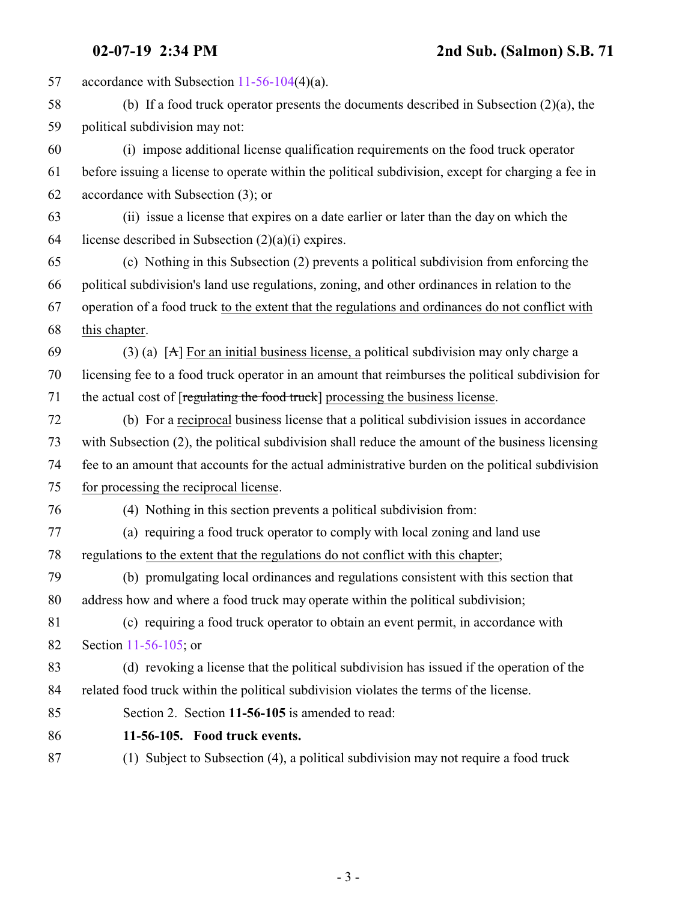57 accordance with Subsection 11-56-104(4)(a).

58 (b) If a food truck operator presents the documents described in Subsection (2)(a), the
59 political subdivision may not:

60 (i) impose additional license qualification requirements on the food truck operator
61 before issuing a license to operate within the political subdivision, except for charging a fee in
62 accordance with Subsection (3); or

63 (ii) issue a license that expires on a date earlier or later than the day on which the
64 license described in Subsection (2)(a)(i) expires.

65 (c) Nothing in this Subsection (2) prevents a political subdivision from enforcing the
66 political subdivision's land use regulations, zoning, and other ordinances in relation to the
67 operation of a food truck <u>to the extent that the regulations and ordinances do not conflict with</u>
68 <u>this chapter</u>.

69 (3) (a) [~~A~~] <u>For an initial business license, a</u> political subdivision may only charge a
70 licensing fee to a food truck operator in an amount that reimburses the political subdivision for
71 the actual cost of [~~regulating the food truck~~] <u>processing the business license</u>.

72 (b) For a <u>reciprocal</u> business license that a political subdivision issues in accordance
73 with Subsection (2), the political subdivision shall reduce the amount of the business licensing
74 fee to an amount that accounts for the actual administrative burden on the political subdivision
75 <u>for processing the reciprocal license</u>.

76 (4) Nothing in this section prevents a political subdivision from:

77 (a) requiring a food truck operator to comply with local zoning and land use
78 regulations <u>to the extent that the regulations do not conflict with this chapter</u>;

79 (b) promulgating local ordinances and regulations consistent with this section that
80 address how and where a food truck may operate within the political subdivision;

81 (c) requiring a food truck operator to obtain an event permit, in accordance with
82 Section 11-56-105; or

83 (d) revoking a license that the political subdivision has issued if the operation of the
84 related food truck within the political subdivision violates the terms of the license.

85 Section 2. Section **11-56-105** is amended to read:

86 **11-56-105. Food truck events.**

87 (1) Subject to Subsection (4), a political subdivision may not require a food truck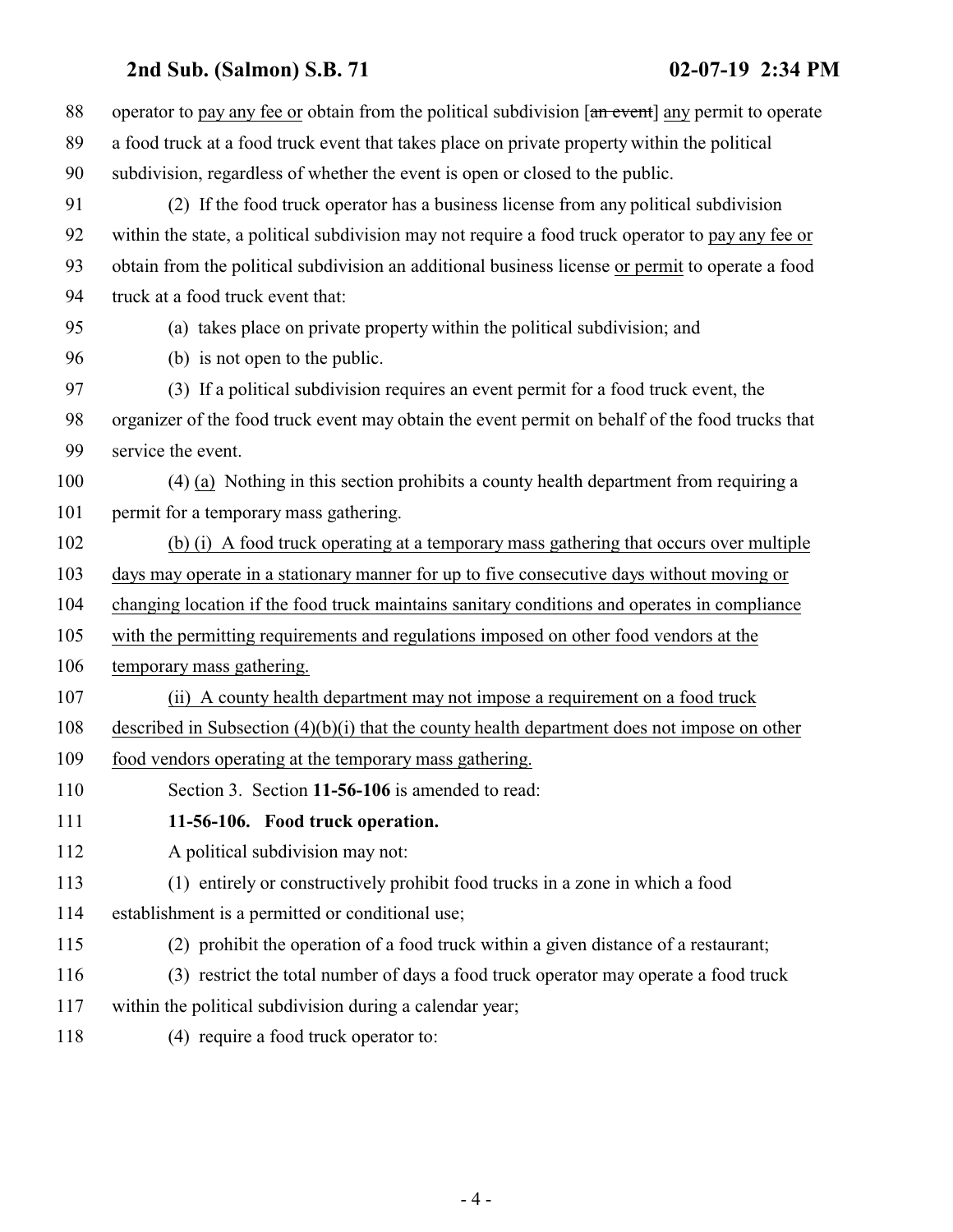operator to pay any fee or obtain from the political subdivision [~~an event~~] any permit to operate a food truck at a food truck event that takes place on private property within the political subdivision, regardless of whether the event is open or closed to the public.

(2) If the food truck operator has a business license from any political subdivision within the state, a political subdivision may not require a food truck operator to pay any fee or obtain from the political subdivision an additional business license or permit to operate a food truck at a food truck event that:

(a) takes place on private property within the political subdivision; and

(b) is not open to the public.

(3) If a political subdivision requires an event permit for a food truck event, the organizer of the food truck event may obtain the event permit on behalf of the food trucks that service the event.

(4) (a) Nothing in this section prohibits a county health department from requiring a permit for a temporary mass gathering.

(b) (i) A food truck operating at a temporary mass gathering that occurs over multiple days may operate in a stationary manner for up to five consecutive days without moving or changing location if the food truck maintains sanitary conditions and operates in compliance with the permitting requirements and regulations imposed on other food vendors at the temporary mass gathering.

(ii) A county health department may not impose a requirement on a food truck described in Subsection (4)(b)(i) that the county health department does not impose on other food vendors operating at the temporary mass gathering.

Section 3. Section **11-56-106** is amended to read:

**11-56-106. Food truck operation.**

A political subdivision may not:

(1) entirely or constructively prohibit food trucks in a zone in which a food establishment is a permitted or conditional use;

(2) prohibit the operation of a food truck within a given distance of a restaurant;

(3) restrict the total number of days a food truck operator may operate a food truck within the political subdivision during a calendar year;

(4) require a food truck operator to: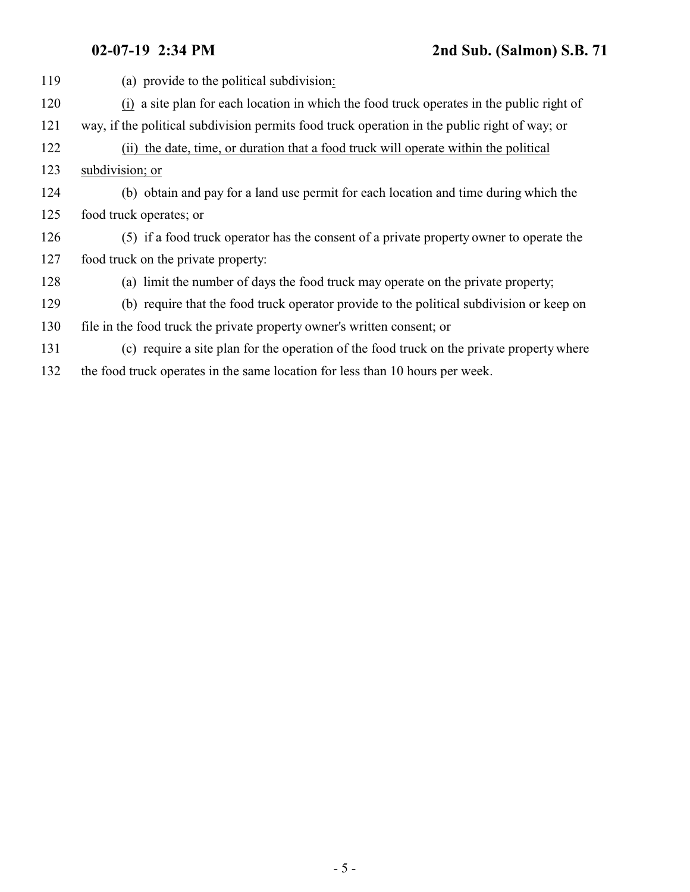(a) provide to the political subdivision:

(i) a site plan for each location in which the food truck operates in the public right of way, if the political subdivision permits food truck operation in the public right of way; or

(ii) the date, time, or duration that a food truck will operate within the political subdivision; or

(b) obtain and pay for a land use permit for each location and time during which the food truck operates; or

(5) if a food truck operator has the consent of a private property owner to operate the food truck on the private property:

(a) limit the number of days the food truck may operate on the private property;

(b) require that the food truck operator provide to the political subdivision or keep on file in the food truck the private property owner's written consent; or

(c) require a site plan for the operation of the food truck on the private property where the food truck operates in the same location for less than 10 hours per week.